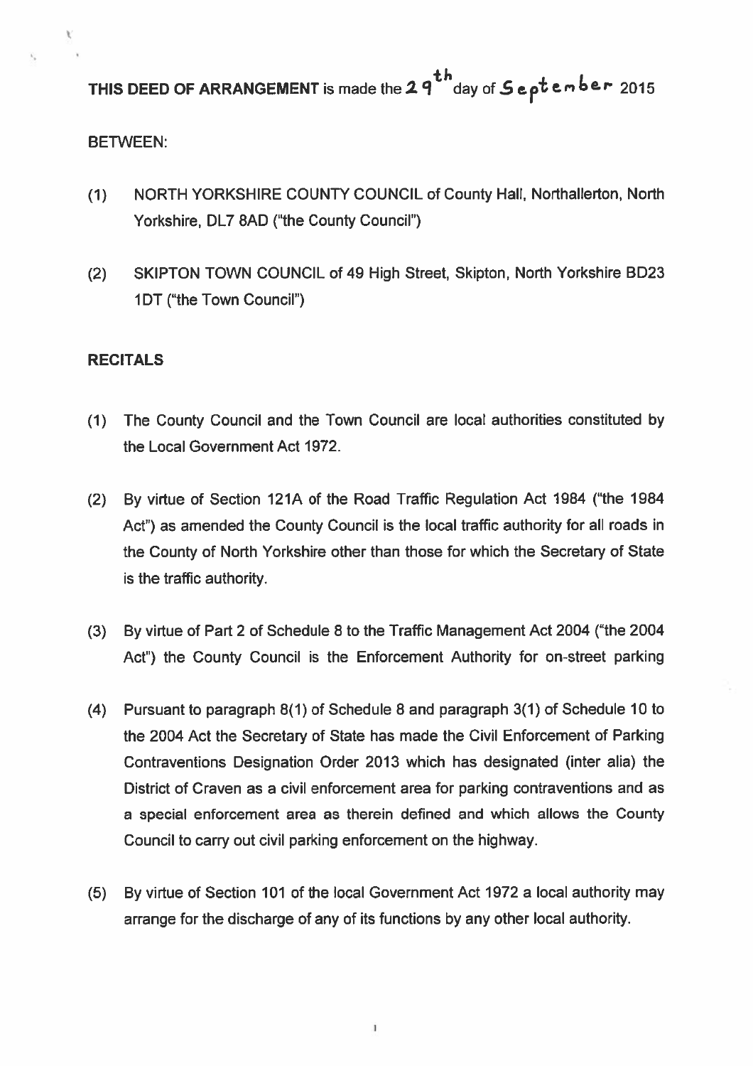**THIS DEED OF ARRANGEMENT** is made the 29th day of September 2015

BETWEEN:

(1) NORTH YORKSHIRE COUNTY COUNCIL of County Hall, Northallerton, North Yorkshire, DL7 8AD ("the County Council")

(2) SKIPTON TOWN COUNCIL of 49 High Street, Skipton, North Yorkshire BD23 1DT ("the Town Council")

**RECITALS**

(1) The County Council and the Town Council are local authorities constituted by the Local Government Act 1972.

(2) By virtue of Section 121A of the Road Traffic Regulation Act 1984 ("the 1984 Act") as amended the County Council is the local traffic authority for all roads in the County of North Yorkshire other than those for which the Secretary of State is the traffic authority.

(3) By virtue of Part 2 of Schedule 8 to the Traffic Management Act 2004 ("the 2004 Act") the County Council is the Enforcement Authority for on-street parking

(4) Pursuant to paragraph 8(1) of Schedule 8 and paragraph 3(1) of Schedule 10 to the 2004 Act the Secretary of State has made the Civil Enforcement of Parking Contraventions Designation Order 2013 which has designated (inter alia) the District of Craven as a civil enforcement area for parking contraventions and as a special enforcement area as therein defined and which allows the County Council to carry out civil parking enforcement on the highway.

(5) By virtue of Section 101 of the local Government Act 1972 a local authority may arrange for the discharge of any of its functions by any other local authority.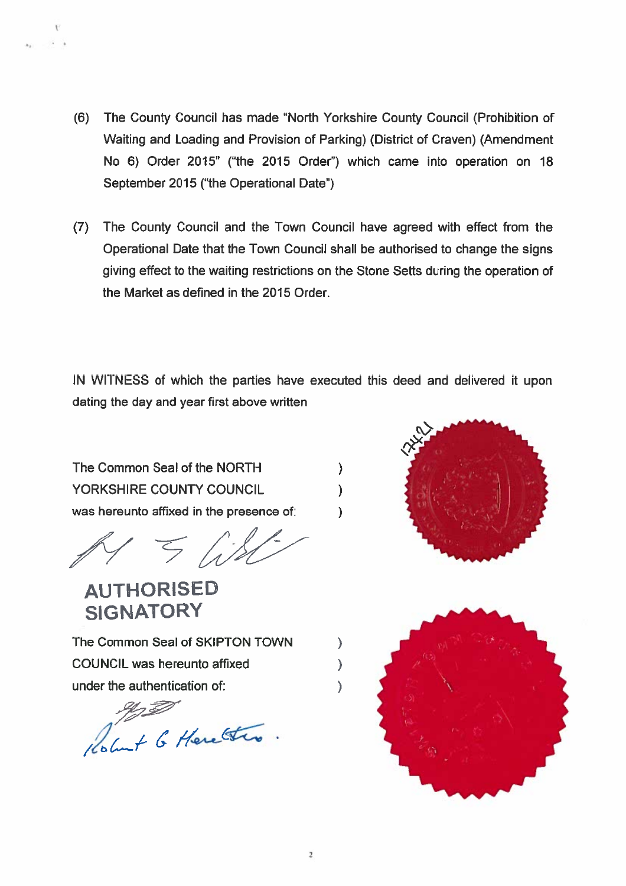(6) The County Council has made "North Yorkshire County Council (Prohibition of Waiting and Loading and Provision of Parking) (District of Craven) (Amendment No 6) Order 2015" ("the 2015 Order") which came into operation on 18 September 2015 ("the Operational Date")

(7) The County Council and the Town Council have agreed with effect from the Operational Date that the Town Council shall be authorised to change the signs giving effect to the waiting restrictions on the Stone Setts during the operation of the Market as defined in the 2015 Order.

IN WITNESS of which the parties have executed this deed and delivered it upon dating the day and year first above written

The Common Seal of the NORTH YORKSHIRE COUNTY COUNCIL was hereunto affixed in the presence of: )

17421

**AUTHORISED SIGNATORY**

The Common Seal of SKIPTON TOWN COUNCIL was hereunto affixed under the authentication of: )

Robert G Heseltine.